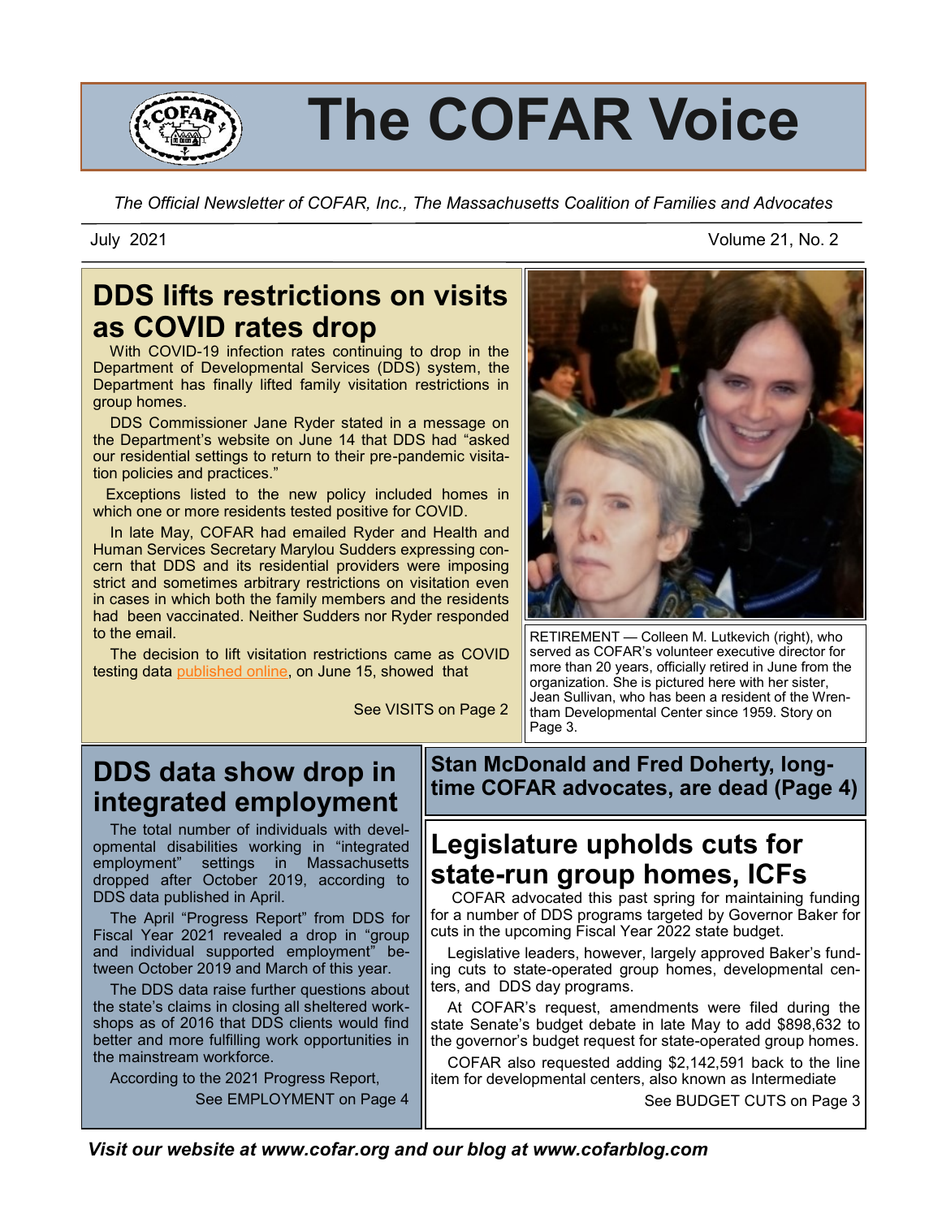# The COFAR Voice

*The Official Newsletter of COFAR, Inc., The Massachusetts Coalition of Families and Advocates*

July 2021 — Volume 21, No. 2

## DDS lifts restrictions on visits as COVID rates drop

With COVID-19 infection rates continuing to drop in the Department of Developmental Services (DDS) system, the Department has finally lifted family visitation restrictions in group homes.

DDS Commissioner Jane Ryder stated in a message on the Department's website on June 14 that DDS had "asked our residential settings to return to their pre-pandemic visitation policies and practices."

Exceptions listed to the new policy included homes in which one or more residents tested positive for COVID.

In late May, COFAR had emailed Ryder and Health and Human Services Secretary Marylou Sudders expressing concern that DDS and its residential providers were imposing strict and sometimes arbitrary restrictions on visitation even in cases in which both the family members and the residents had been vaccinated. Neither Sudders nor Ryder responded to the email.

The decision to lift visitation restrictions came as COVID testing data published online, on June 15, showed that

See VISITS on Page 2

RETIREMENT — Colleen M. Lutkevich (right), who served as COFAR's volunteer executive director for more than 20 years, officially retired in June from the organization. She is pictured here with her sister, Jean Sullivan, who has been a resident of the Wrentham Developmental Center since 1959. Story on Page 3.

## DDS data show drop in integrated employment

The total number of individuals with developmental disabilities working in "integrated employment" settings in Massachusetts dropped after October 2019, according to DDS data published in April.

The April "Progress Report" from DDS for Fiscal Year 2021 revealed a drop in "group and individual supported employment" between October 2019 and March of this year.

The DDS data raise further questions about the state's claims in closing all sheltered workshops as of 2016 that DDS clients would find better and more fulfilling work opportunities in the mainstream workforce.

According to the 2021 Progress Report,

See EMPLOYMENT on Page 4

### Stan McDonald and Fred Doherty, long-time COFAR advocates, are dead (Page 4)

## Legislature upholds cuts for state-run group homes, ICFs

COFAR advocated this past spring for maintaining funding for a number of DDS programs targeted by Governor Baker for cuts in the upcoming Fiscal Year 2022 state budget.

Legislative leaders, however, largely approved Baker's funding cuts to state-operated group homes, developmental centers, and DDS day programs.

At COFAR's request, amendments were filed during the state Senate's budget debate in late May to add $898,632 to the governor's budget request for state-operated group homes.

COFAR also requested adding $2,142,591 back to the line item for developmental centers, also known as Intermediate

See BUDGET CUTS on Page 3

*Visit our website at www.cofar.org and our blog at www.cofarblog.com*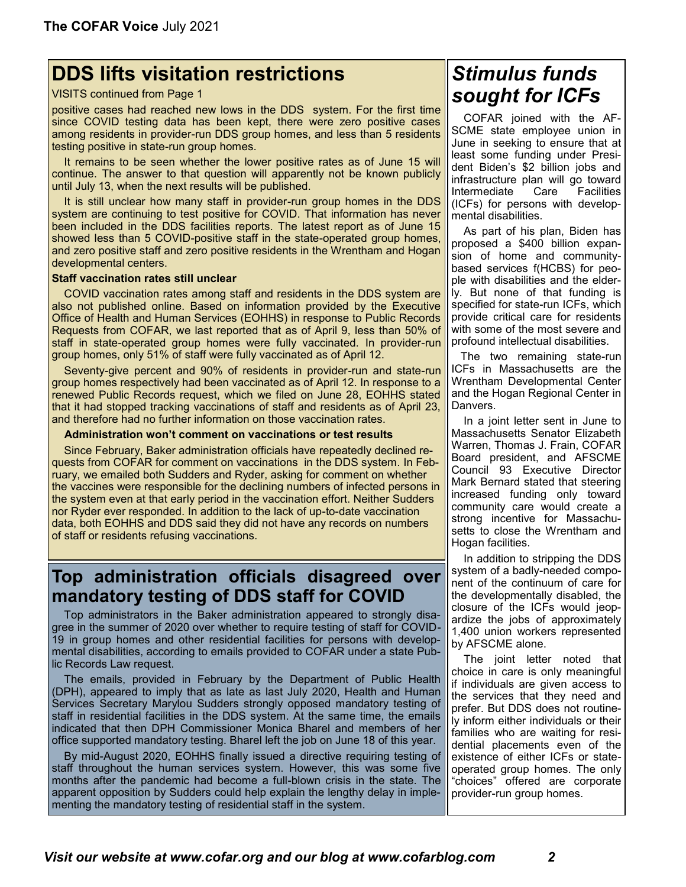## DDS lifts visitation restrictions

VISITS continued from Page 1

positive cases had reached new lows in the DDS system. For the first time since COVID testing data has been kept, there were zero positive cases among residents in provider-run DDS group homes, and less than 5 residents testing positive in state-run group homes.

It remains to be seen whether the lower positive rates as of June 15 will continue. The answer to that question will apparently not be known publicly until July 13, when the next results will be published.

It is still unclear how many staff in provider-run group homes in the DDS system are continuing to test positive for COVID. That information has never been included in the DDS facilities reports. The latest report as of June 15 showed less than 5 COVID-positive staff in the state-operated group homes, and zero positive staff and zero positive residents in the Wrentham and Hogan developmental centers.

**Staff vaccination rates still unclear**

COVID vaccination rates among staff and residents in the DDS system are also not published online. Based on information provided by the Executive Office of Health and Human Services (EOHHS) in response to Public Records Requests from COFAR, we last reported that as of April 9, less than 50% of staff in state-operated group homes were fully vaccinated. In provider-run group homes, only 51% of staff were fully vaccinated as of April 12.

Seventy-give percent and 90% of residents in provider-run and state-run group homes respectively had been vaccinated as of April 12. In response to a renewed Public Records request, which we filed on June 28, EOHHS stated that it had stopped tracking vaccinations of staff and residents as of April 23, and therefore had no further information on those vaccination rates.

**Administration won't comment on vaccinations or test results**

Since February, Baker administration officials have repeatedly declined requests from COFAR for comment on vaccinations in the DDS system. In February, we emailed both Sudders and Ryder, asking for comment on whether the vaccines were responsible for the declining numbers of infected persons in the system even at that early period in the vaccination effort. Neither Sudders nor Ryder ever responded. In addition to the lack of up-to-date vaccination data, both EOHHS and DDS said they did not have any records on numbers of staff or residents refusing vaccinations.

## Top administration officials disagreed over mandatory testing of DDS staff for COVID

Top administrators in the Baker administration appeared to strongly disagree in the summer of 2020 over whether to require testing of staff for COVID-19 in group homes and other residential facilities for persons with developmental disabilities, according to emails provided to COFAR under a state Public Records Law request.

The emails, provided in February by the Department of Public Health (DPH), appeared to imply that as late as last July 2020, Health and Human Services Secretary Marylou Sudders strongly opposed mandatory testing of staff in residential facilities in the DDS system. At the same time, the emails indicated that then DPH Commissioner Monica Bharel and members of her office supported mandatory testing. Bharel left the job on June 18 of this year.

By mid-August 2020, EOHHS finally issued a directive requiring testing of staff throughout the human services system. However, this was some five months after the pandemic had become a full-blown crisis in the state. The apparent opposition by Sudders could help explain the lengthy delay in implementing the mandatory testing of residential staff in the system.

## *Stimulus funds sought for ICFs*

COFAR joined with the AFSCME state employee union in June in seeking to ensure that at least some funding under President Biden's $2 billion jobs and infrastructure plan will go toward Intermediate Care Facilities (ICFs) for persons with developmental disabilities.

As part of his plan, Biden has proposed a $400 billion expansion of home and community-based services f(HCBS) for people with disabilities and the elderly. But none of that funding is specified for state-run ICFs, which provide critical care for residents with some of the most severe and profound intellectual disabilities.

The two remaining state-run ICFs in Massachusetts are the Wrentham Developmental Center and the Hogan Regional Center in Danvers.

In a joint letter sent in June to Massachusetts Senator Elizabeth Warren, Thomas J. Frain, COFAR Board president, and AFSCME Council 93 Executive Director Mark Bernard stated that steering increased funding only toward community care would create a strong incentive for Massachusetts to close the Wrentham and Hogan facilities.

In addition to stripping the DDS system of a badly-needed component of the continuum of care for the developmentally disabled, the closure of the ICFs would jeopardize the jobs of approximately 1,400 union workers represented by AFSCME alone.

The joint letter noted that choice in care is only meaningful if individuals are given access to the services that they need and prefer. But DDS does not routinely inform either individuals or their families who are waiting for residential placements even of the existence of either ICFs or state-operated group homes. The only "choices" offered are corporate provider-run group homes.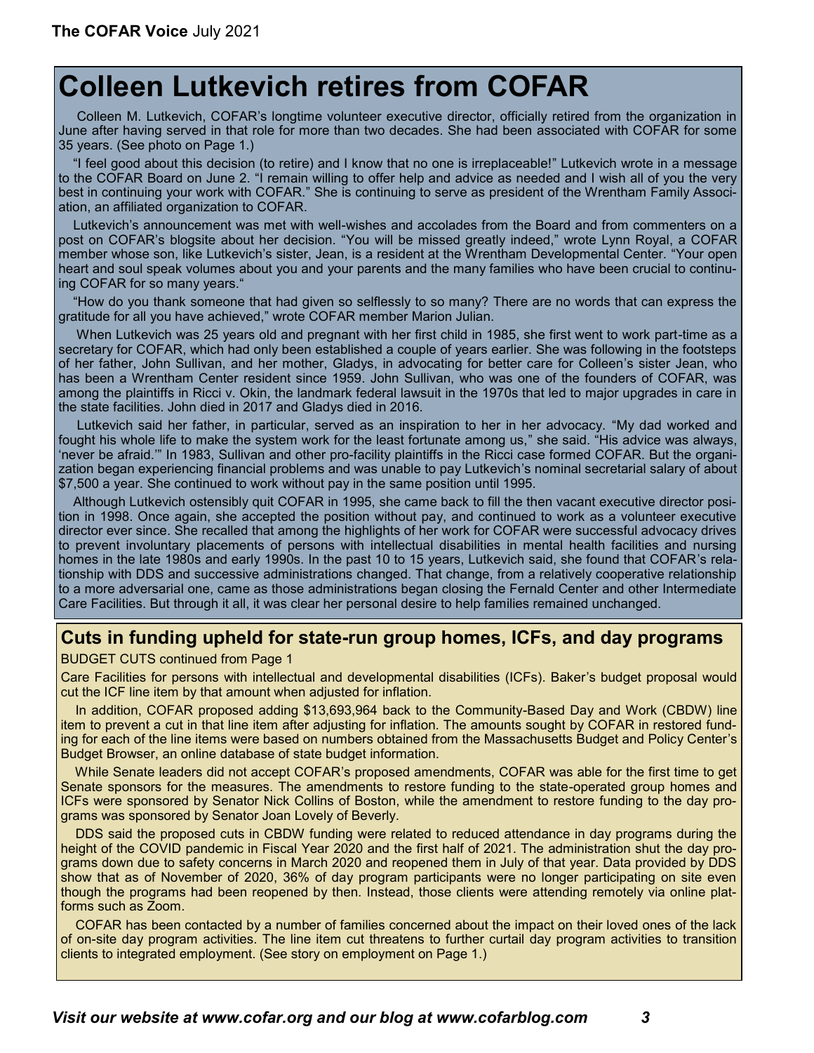# Colleen Lutkevich retires from COFAR

Colleen M. Lutkevich, COFAR's longtime volunteer executive director, officially retired from the organization in June after having served in that role for more than two decades. She had been associated with COFAR for some 35 years. (See photo on Page 1.)

"I feel good about this decision (to retire) and I know that no one is irreplaceable!" Lutkevich wrote in a message to the COFAR Board on June 2. "I remain willing to offer help and advice as needed and I wish all of you the very best in continuing your work with COFAR." She is continuing to serve as president of the Wrentham Family Association, an affiliated organization to COFAR.

Lutkevich's announcement was met with well-wishes and accolades from the Board and from commenters on a post on COFAR's blogsite about her decision. "You will be missed greatly indeed," wrote Lynn Royal, a COFAR member whose son, like Lutkevich's sister, Jean, is a resident at the Wrentham Developmental Center. "Your open heart and soul speak volumes about you and your parents and the many families who have been crucial to continuing COFAR for so many years."

"How do you thank someone that had given so selflessly to so many? There are no words that can express the gratitude for all you have achieved," wrote COFAR member Marion Julian.

When Lutkevich was 25 years old and pregnant with her first child in 1985, she first went to work part-time as a secretary for COFAR, which had only been established a couple of years earlier. She was following in the footsteps of her father, John Sullivan, and her mother, Gladys, in advocating for better care for Colleen's sister Jean, who has been a Wrentham Center resident since 1959. John Sullivan, who was one of the founders of COFAR, was among the plaintiffs in Ricci v. Okin, the landmark federal lawsuit in the 1970s that led to major upgrades in care in the state facilities. John died in 2017 and Gladys died in 2016.

Lutkevich said her father, in particular, served as an inspiration to her in her advocacy. "My dad worked and fought his whole life to make the system work for the least fortunate among us," she said. "His advice was always, 'never be afraid.'" In 1983, Sullivan and other pro-facility plaintiffs in the Ricci case formed COFAR. But the organization began experiencing financial problems and was unable to pay Lutkevich's nominal secretarial salary of about $7,500 a year. She continued to work without pay in the same position until 1995.

Although Lutkevich ostensibly quit COFAR in 1995, she came back to fill the then vacant executive director position in 1998. Once again, she accepted the position without pay, and continued to work as a volunteer executive director ever since. She recalled that among the highlights of her work for COFAR were successful advocacy drives to prevent involuntary placements of persons with intellectual disabilities in mental health facilities and nursing homes in the late 1980s and early 1990s. In the past 10 to 15 years, Lutkevich said, she found that COFAR's relationship with DDS and successive administrations changed. That change, from a relatively cooperative relationship to a more adversarial one, came as those administrations began closing the Fernald Center and other Intermediate Care Facilities. But through it all, it was clear her personal desire to help families remained unchanged.

## Cuts in funding upheld for state-run group homes, ICFs, and day programs

BUDGET CUTS continued from Page 1

Care Facilities for persons with intellectual and developmental disabilities (ICFs). Baker's budget proposal would cut the ICF line item by that amount when adjusted for inflation.

In addition, COFAR proposed adding $13,693,964 back to the Community-Based Day and Work (CBDW) line item to prevent a cut in that line item after adjusting for inflation. The amounts sought by COFAR in restored funding for each of the line items were based on numbers obtained from the Massachusetts Budget and Policy Center's Budget Browser, an online database of state budget information.

While Senate leaders did not accept COFAR's proposed amendments, COFAR was able for the first time to get Senate sponsors for the measures. The amendments to restore funding to the state-operated group homes and ICFs were sponsored by Senator Nick Collins of Boston, while the amendment to restore funding to the day programs was sponsored by Senator Joan Lovely of Beverly.

DDS said the proposed cuts in CBDW funding were related to reduced attendance in day programs during the height of the COVID pandemic in Fiscal Year 2020 and the first half of 2021. The administration shut the day programs down due to safety concerns in March 2020 and reopened them in July of that year. Data provided by DDS show that as of November of 2020, 36% of day program participants were no longer participating on site even though the programs had been reopened by then. Instead, those clients were attending remotely via online platforms such as Zoom.

COFAR has been contacted by a number of families concerned about the impact on their loved ones of the lack of on-site day program activities. The line item cut threatens to further curtail day program activities to transition clients to integrated employment. (See story on employment on Page 1.)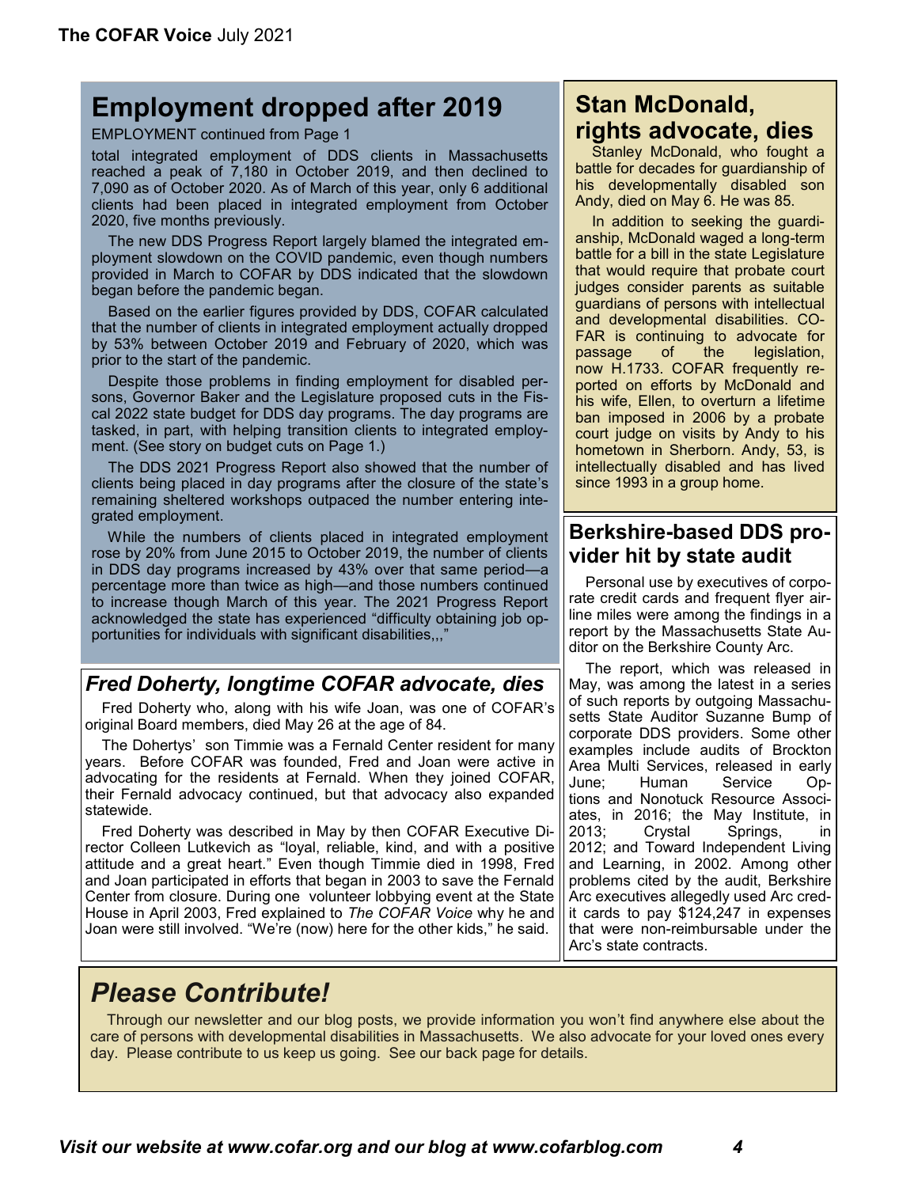## Employment dropped after 2019

EMPLOYMENT continued from Page 1

total integrated employment of DDS clients in Massachusetts reached a peak of 7,180 in October 2019, and then declined to 7,090 as of October 2020. As of March of this year, only 6 additional clients had been placed in integrated employment from October 2020, five months previously.

The new DDS Progress Report largely blamed the integrated employment slowdown on the COVID pandemic, even though numbers provided in March to COFAR by DDS indicated that the slowdown began before the pandemic began.

Based on the earlier figures provided by DDS, COFAR calculated that the number of clients in integrated employment actually dropped by 53% between October 2019 and February of 2020, which was prior to the start of the pandemic.

Despite those problems in finding employment for disabled persons, Governor Baker and the Legislature proposed cuts in the Fiscal 2022 state budget for DDS day programs. The day programs are tasked, in part, with helping transition clients to integrated employment. (See story on budget cuts on Page 1.)

The DDS 2021 Progress Report also showed that the number of clients being placed in day programs after the closure of the state's remaining sheltered workshops outpaced the number entering integrated employment.

While the numbers of clients placed in integrated employment rose by 20% from June 2015 to October 2019, the number of clients in DDS day programs increased by 43% over that same period—a percentage more than twice as high—and those numbers continued to increase though March of this year. The 2021 Progress Report acknowledged the state has experienced "difficulty obtaining job opportunities for individuals with significant disabilities,,,"

## *Fred Doherty, longtime COFAR advocate, dies*

Fred Doherty who, along with his wife Joan, was one of COFAR's original Board members, died May 26 at the age of 84.

The Dohertys' son Timmie was a Fernald Center resident for many years. Before COFAR was founded, Fred and Joan were active in advocating for the residents at Fernald. When they joined COFAR, their Fernald advocacy continued, but that advocacy also expanded statewide.

Fred Doherty was described in May by then COFAR Executive Director Colleen Lutkevich as "loyal, reliable, kind, and with a positive attitude and a great heart." Even though Timmie died in 1998, Fred and Joan participated in efforts that began in 2003 to save the Fernald Center from closure. During one volunteer lobbying event at the State House in April 2003, Fred explained to *The COFAR Voice* why he and Joan were still involved. "We're (now) here for the other kids," he said.

## Stan McDonald, rights advocate, dies

Stanley McDonald, who fought a battle for decades for guardianship of his developmentally disabled son Andy, died on May 6. He was 85.

In addition to seeking the guardianship, McDonald waged a long-term battle for a bill in the state Legislature that would require that probate court judges consider parents as suitable guardians of persons with intellectual and developmental disabilities. COFAR is continuing to advocate for passage of the legislation, now H.1733. COFAR frequently reported on efforts by McDonald and his wife, Ellen, to overturn a lifetime ban imposed in 2006 by a probate court judge on visits by Andy to his hometown in Sherborn. Andy, 53, is intellectually disabled and has lived since 1993 in a group home.

## Berkshire-based DDS provider hit by state audit

Personal use by executives of corporate credit cards and frequent flyer airline miles were among the findings in a report by the Massachusetts State Auditor on the Berkshire County Arc.

The report, which was released in May, was among the latest in a series of such reports by outgoing Massachusetts State Auditor Suzanne Bump of corporate DDS providers. Some other examples include audits of Brockton Area Multi Services, released in early June; Human Service Options and Nonotuck Resource Associates, in 2016; the May Institute, in 2013; Crystal Springs, in 2012; and Toward Independent Living and Learning, in 2002. Among other problems cited by the audit, Berkshire Arc executives allegedly used Arc credit cards to pay $124,247 in expenses that were non-reimbursable under the Arc's state contracts.

## *Please Contribute!*

Through our newsletter and our blog posts, we provide information you won't find anywhere else about the care of persons with developmental disabilities in Massachusetts. We also advocate for your loved ones every day. Please contribute to us keep us going. See our back page for details.

***Visit our website at www.cofar.org and our blog at www.cofarblog.com***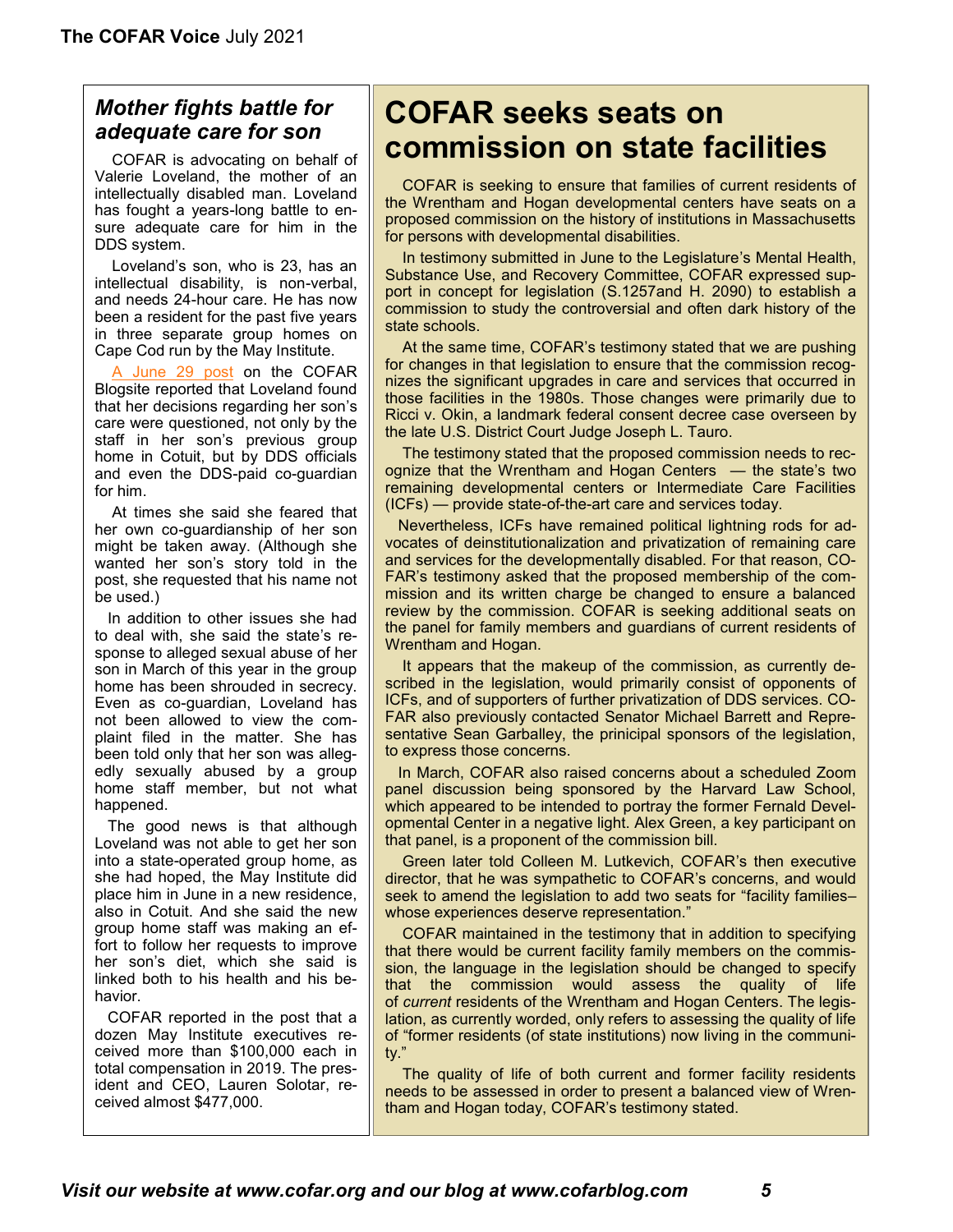## Mother fights battle for adequate care for son

COFAR is advocating on behalf of Valerie Loveland, the mother of an intellectually disabled man. Loveland has fought a years-long battle to ensure adequate care for him in the DDS system.

Loveland's son, who is 23, has an intellectual disability, is non-verbal, and needs 24-hour care. He has now been a resident for the past five years in three separate group homes on Cape Cod run by the May Institute.

A June 29 post on the COFAR Blogsite reported that Loveland found that her decisions regarding her son's care were questioned, not only by the staff in her son's previous group home in Cotuit, but by DDS officials and even the DDS-paid co-guardian for him.

At times she said she feared that her own co-guardianship of her son might be taken away. (Although she wanted her son's story told in the post, she requested that his name not be used.)

In addition to other issues she had to deal with, she said the state's response to alleged sexual abuse of her son in March of this year in the group home has been shrouded in secrecy. Even as co-guardian, Loveland has not been allowed to view the complaint filed in the matter. She has been told only that her son was allegedly sexually abused by a group home staff member, but not what happened.

The good news is that although Loveland was not able to get her son into a state-operated group home, as she had hoped, the May Institute did place him in June in a new residence, also in Cotuit. And she said the new group home staff was making an effort to follow her requests to improve her son's diet, which she said is linked both to his health and his behavior.

COFAR reported in the post that a dozen May Institute executives received more than $100,000 each in total compensation in 2019. The president and CEO, Lauren Solotar, received almost $477,000.

# COFAR seeks seats on commission on state facilities

COFAR is seeking to ensure that families of current residents of the Wrentham and Hogan developmental centers have seats on a proposed commission on the history of institutions in Massachusetts for persons with developmental disabilities.

In testimony submitted in June to the Legislature's Mental Health, Substance Use, and Recovery Committee, COFAR expressed support in concept for legislation (S.1257and H. 2090) to establish a commission to study the controversial and often dark history of the state schools.

At the same time, COFAR's testimony stated that we are pushing for changes in that legislation to ensure that the commission recognizes the significant upgrades in care and services that occurred in those facilities in the 1980s. Those changes were primarily due to Ricci v. Okin, a landmark federal consent decree case overseen by the late U.S. District Court Judge Joseph L. Tauro.

The testimony stated that the proposed commission needs to recognize that the Wrentham and Hogan Centers — the state's two remaining developmental centers or Intermediate Care Facilities (ICFs) — provide state-of-the-art care and services today.

Nevertheless, ICFs have remained political lightning rods for advocates of deinstitutionalization and privatization of remaining care and services for the developmentally disabled. For that reason, COFAR's testimony asked that the proposed membership of the commission and its written charge be changed to ensure a balanced review by the commission. COFAR is seeking additional seats on the panel for family members and guardians of current residents of Wrentham and Hogan.

It appears that the makeup of the commission, as currently described in the legislation, would primarily consist of opponents of ICFs, and of supporters of further privatization of DDS services. COFAR also previously contacted Senator Michael Barrett and Representative Sean Garballey, the prinicipal sponsors of the legislation, to express those concerns.

In March, COFAR also raised concerns about a scheduled Zoom panel discussion being sponsored by the Harvard Law School, which appeared to be intended to portray the former Fernald Developmental Center in a negative light. Alex Green, a key participant on that panel, is a proponent of the commission bill.

Green later told Colleen M. Lutkevich, COFAR's then executive director, that he was sympathetic to COFAR's concerns, and would seek to amend the legislation to add two seats for "facility families–whose experiences deserve representation."

COFAR maintained in the testimony that in addition to specifying that there would be current facility family members on the commission, the language in the legislation should be changed to specify that the commission would assess the quality of life of *current* residents of the Wrentham and Hogan Centers. The legislation, as currently worded, only refers to assessing the quality of life of "former residents (of state institutions) now living in the community."

The quality of life of both current and former facility residents needs to be assessed in order to present a balanced view of Wrentham and Hogan today, COFAR's testimony stated.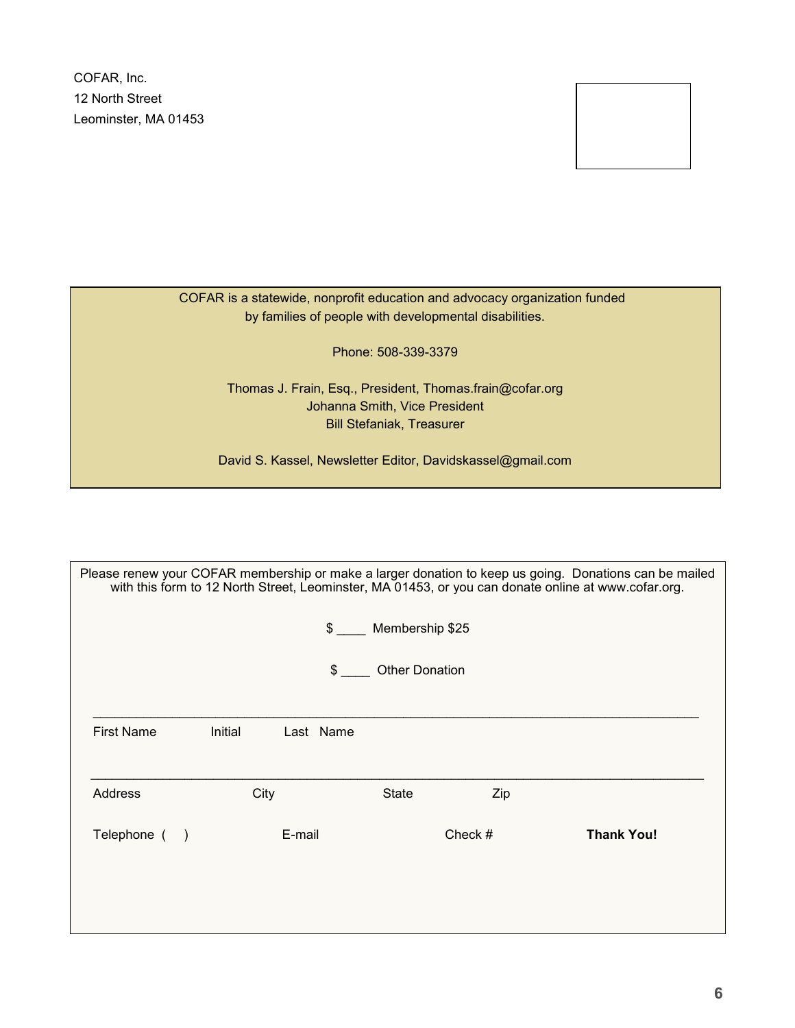COFAR, Inc.
12 North Street
Leominster, MA 01453

COFAR is a statewide, nonprofit education and advocacy organization funded by families of people with developmental disabilities.

Phone: 508-339-3379

Thomas J. Frain, Esq., President, Thomas.frain@cofar.org
Johanna Smith, Vice President
Bill Stefaniak, Treasurer

David S. Kassel, Newsletter Editor, Davidskassel@gmail.com

Please renew your COFAR membership or make a larger donation to keep us going. Donations can be mailed with this form to 12 North Street, Leominster, MA 01453, or you can donate online at www.cofar.org.

$ ____ Membership $25

$ ____ Other Donation

_______________________________________________________________________________

First Name Initial Last Name

_______________________________________________________________________________

Address City State Zip

Telephone ( ) E-mail Check #

**Thank You!**